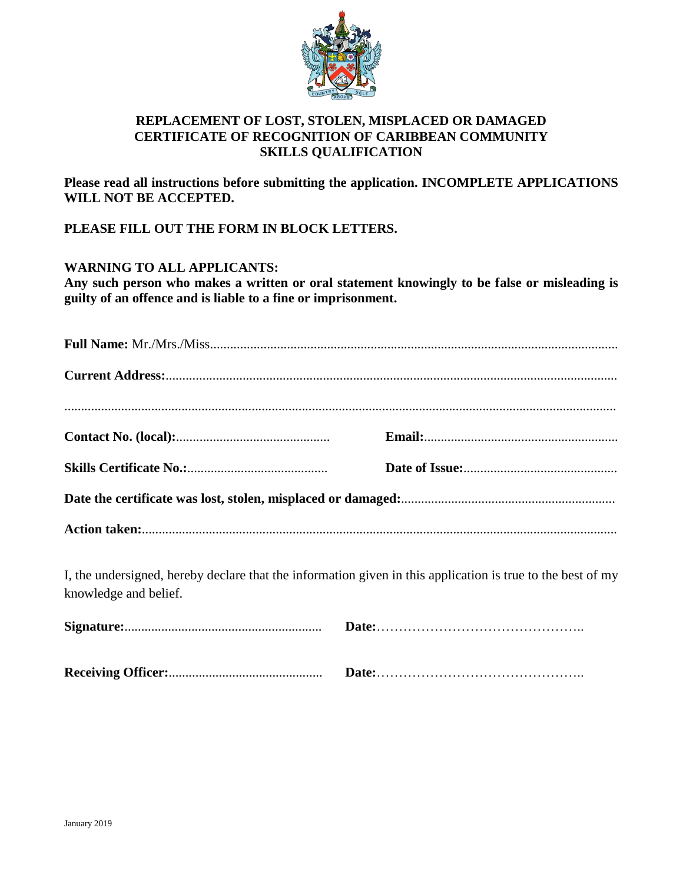# REPLACEMENT OF LOST, STOLEN, MISPLACED OR DAMAGED CERTIFICATE OF RECOGNITION OF CARIBBEAN COMMUNITY SKILLS QUALIFICATION

**Please read all instructions before submitting the application. INCOMPLETE APPLICATIONS WILL NOT BE ACCEPTED.**

**PLEASE FILL OUT THE FORM IN BLOCK LETTERS.**

**WARNING TO ALL APPLICANTS:**
**Any such person who makes a written or oral statement knowingly to be false or misleading is guilty of an offence and is liable to a fine or imprisonment.**

**Full Name:** Mr./Mrs./Miss.........................................................................................................................

**Current Address:**......................................................................................................................................

.......................................................................................................................................................................

**Contact No. (local):**.............................................. **Email:**.........................................................

**Skills Certificate No.:**.......................................... **Date of Issue:**.............................................

**Date the certificate was lost, stolen, misplaced or damaged:**...............................................................

**Action taken:**.............................................................................................................................................

I, the undersigned, hereby declare that the information given in this application is true to the best of my knowledge and belief.

**Signature:**.......................................................... **Date:**………………………………………..

**Receiving Officer:**............................................. **Date:**………………………………………..

January 2019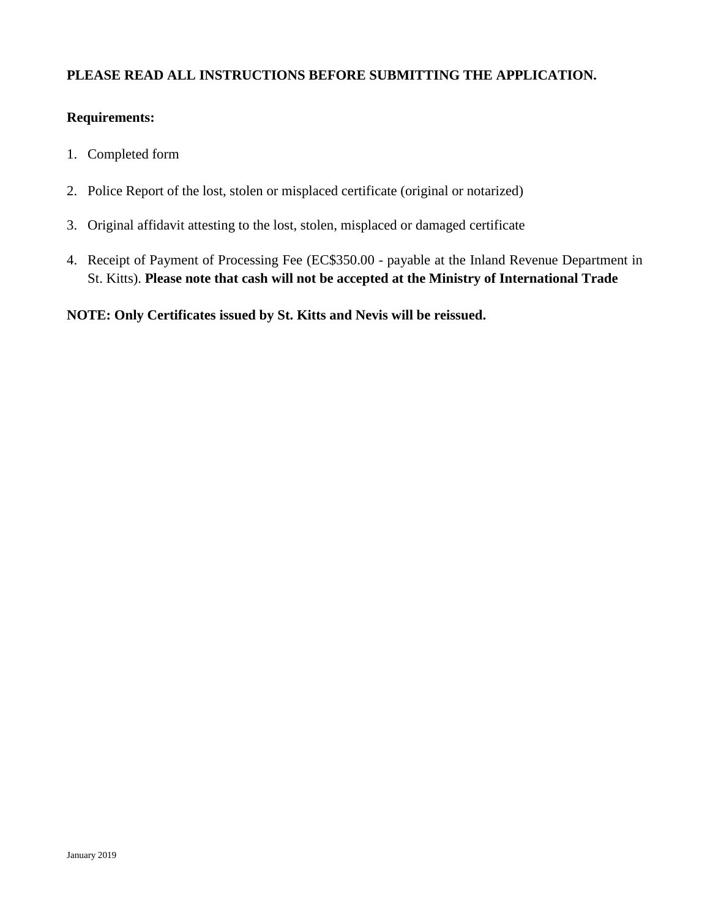**PLEASE READ ALL INSTRUCTIONS BEFORE SUBMITTING THE APPLICATION.**

**Requirements:**

1. Completed form

2. Police Report of the lost, stolen or misplaced certificate (original or notarized)

3. Original affidavit attesting to the lost, stolen, misplaced or damaged certificate

4. Receipt of Payment of Processing Fee (EC$350.00 - payable at the Inland Revenue Department in St. Kitts). **Please note that cash will not be accepted at the Ministry of International Trade**

**NOTE: Only Certificates issued by St. Kitts and Nevis will be reissued.**

January 2019